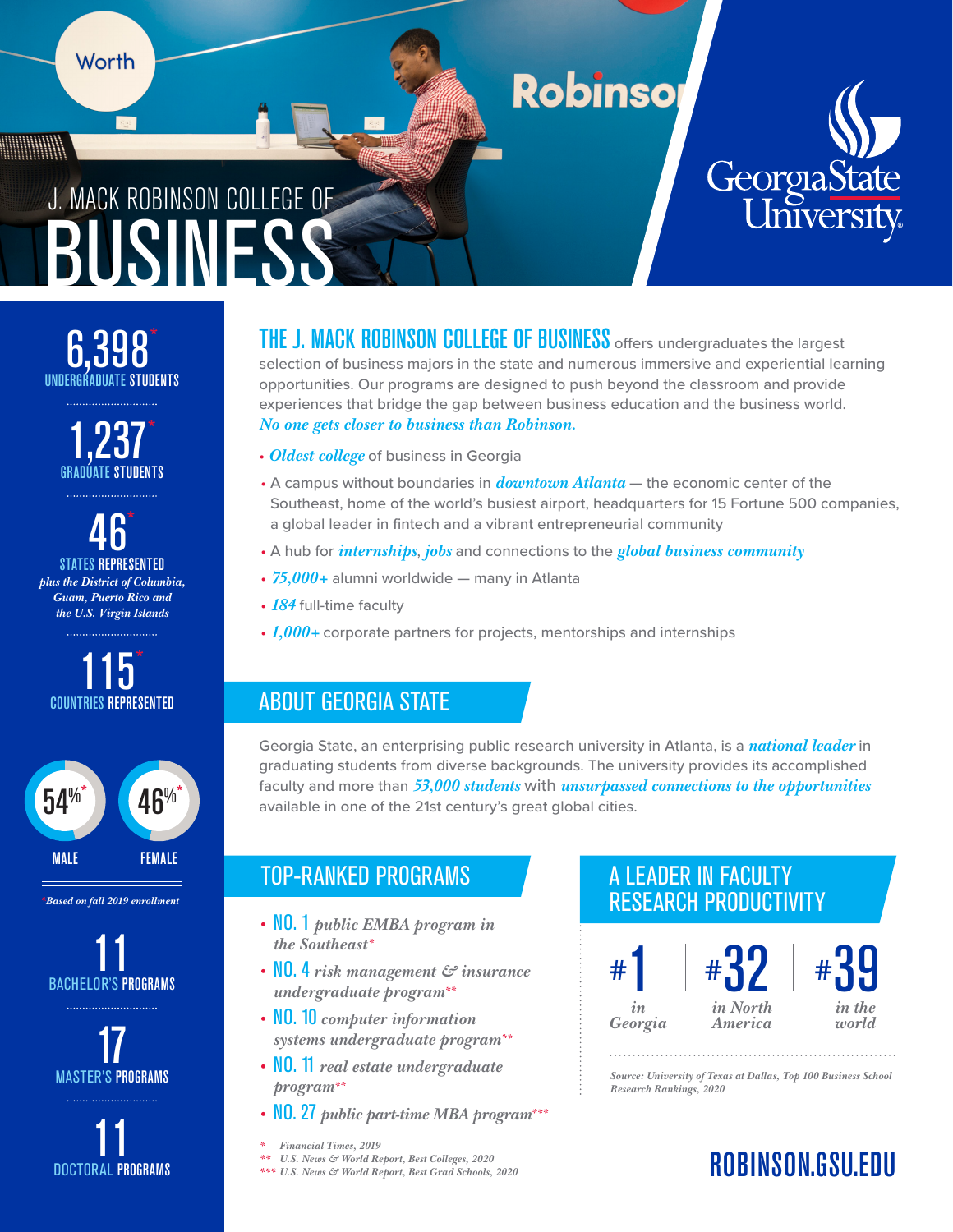# J. MACK ROBINSON COLLEGE OF BUSINESS

Georgia State University

**6,398*** UNDERGRADUATE STUDENTS

**1,237*** GRADUATE STUDENTS

**46*** STATES REPRESENTED

*plus the District of Columbia, Guam, Puerto Rico and the U.S. Virgin Islands*

**115*** COUNTRIES REPRESENTED

**54%*** MALE

**46%*** FEMALE

*Based on fall 2019 enrollment*

**11** BACHELOR'S PROGRAMS

**17** MASTER'S PROGRAMS

**11** DOCTORAL PROGRAMS

**THE J. MACK ROBINSON COLLEGE OF BUSINESS** offers undergraduates the largest selection of business majors in the state and numerous immersive and experiential learning opportunities. Our programs are designed to push beyond the classroom and provide experiences that bridge the gap between business education and the business world. *No one gets closer to business than Robinson.*

- *Oldest college* of business in Georgia
- A campus without boundaries in *downtown Atlanta* — the economic center of the Southeast, home of the world's busiest airport, headquarters for 15 Fortune 500 companies, a global leader in fintech and a vibrant entrepreneurial community
- A hub for *internships*, *jobs* and connections to the *global business community*
- *75,000+* alumni worldwide — many in Atlanta
- *184* full-time faculty
- *1,000+* corporate partners for projects, mentorships and internships

## ABOUT GEORGIA STATE

Georgia State, an enterprising public research university in Atlanta, is a *national leader* in graduating students from diverse backgrounds. The university provides its accomplished faculty and more than *53,000 students* with *unsurpassed connections to the opportunities* available in one of the 21st century's great global cities.

## TOP-RANKED PROGRAMS

- NO. 1 *public EMBA program in the Southeast**
- NO. 4 *risk management & insurance undergraduate program***
- NO. 10 *computer information systems undergraduate program***
- NO. 11 *real estate undergraduate program***
- NO. 27 *public part-time MBA program****

\* *Financial Times, 2019*
\** *U.S. News & World Report, Best Colleges, 2020*
\*** *U.S. News & World Report, Best Grad Schools, 2020*

## A LEADER IN FACULTY RESEARCH PRODUCTIVITY

**#1** *in Georgia*

**#32** *in North America*

**#39** *in the world*

*Source: University of Texas at Dallas, Top 100 Business School Research Rankings, 2020*

**ROBINSON.GSU.EDU**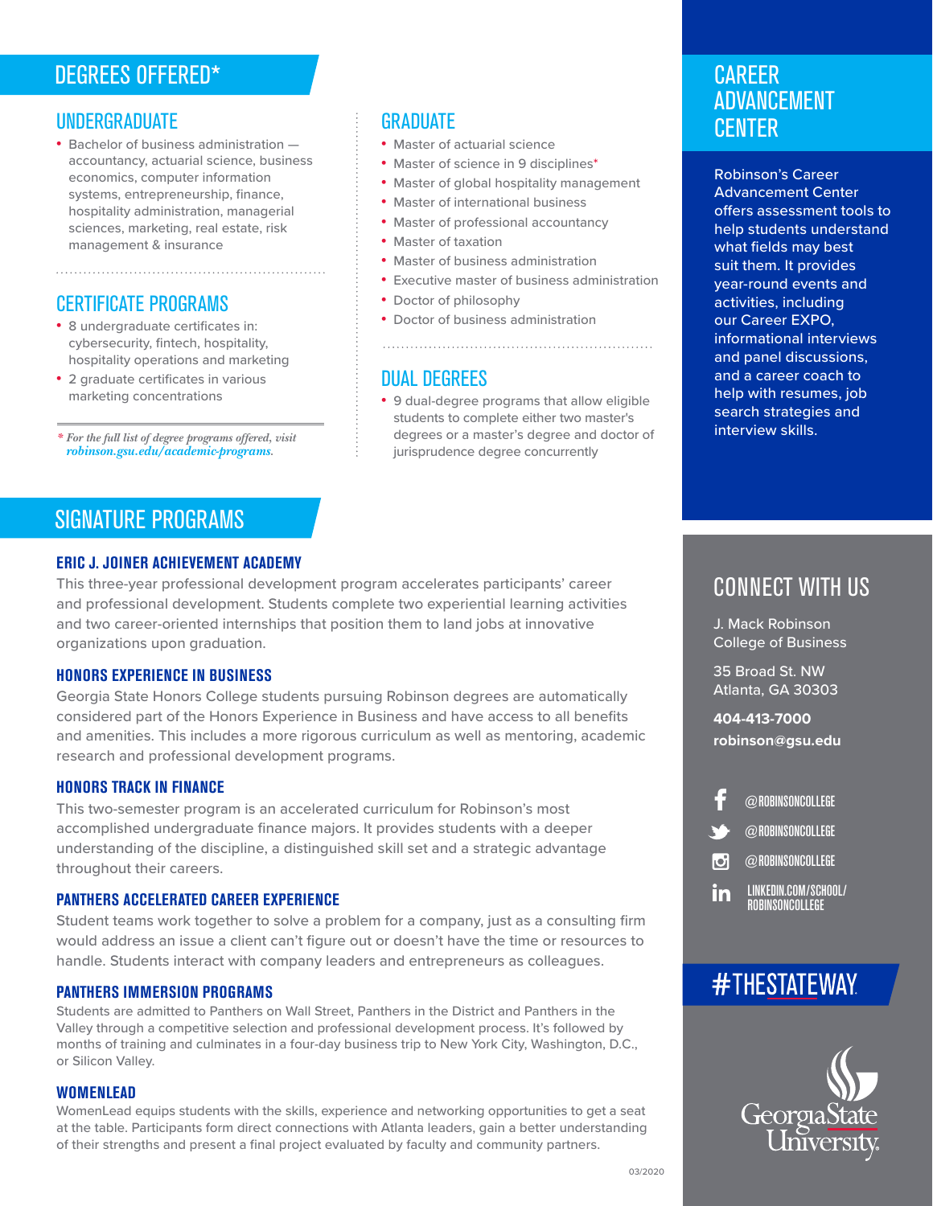## DEGREES OFFERED*

### UNDERGRADUATE

- Bachelor of business administration — accountancy, actuarial science, business economics, computer information systems, entrepreneurship, finance, hospitality administration, managerial sciences, marketing, real estate, risk management & insurance

### CERTIFICATE PROGRAMS

- 8 undergraduate certificates in: cybersecurity, fintech, hospitality, hospitality operations and marketing
- 2 graduate certificates in various marketing concentrations

*\* For the full list of degree programs offered, visit robinson.gsu.edu/academic-programs.*

### GRADUATE

- Master of actuarial science
- Master of science in 9 disciplines*
- Master of global hospitality management
- Master of international business
- Master of professional accountancy
- Master of taxation
- Master of business administration
- Executive master of business administration
- Doctor of philosophy
- Doctor of business administration

### DUAL DEGREES

- 9 dual-degree programs that allow eligible students to complete either two master's degrees or a master's degree and doctor of jurisprudence degree concurrently

## SIGNATURE PROGRAMS

### ERIC J. JOINER ACHIEVEMENT ACADEMY

This three-year professional development program accelerates participants' career and professional development. Students complete two experiential learning activities and two career-oriented internships that position them to land jobs at innovative organizations upon graduation.

### HONORS EXPERIENCE IN BUSINESS

Georgia State Honors College students pursuing Robinson degrees are automatically considered part of the Honors Experience in Business and have access to all benefits and amenities. This includes a more rigorous curriculum as well as mentoring, academic research and professional development programs.

### HONORS TRACK IN FINANCE

This two-semester program is an accelerated curriculum for Robinson's most accomplished undergraduate finance majors. It provides students with a deeper understanding of the discipline, a distinguished skill set and a strategic advantage throughout their careers.

### PANTHERS ACCELERATED CAREER EXPERIENCE

Student teams work together to solve a problem for a company, just as a consulting firm would address an issue a client can't figure out or doesn't have the time or resources to handle. Students interact with company leaders and entrepreneurs as colleagues.

### PANTHERS IMMERSION PROGRAMS

Students are admitted to Panthers on Wall Street, Panthers in the District and Panthers in the Valley through a competitive selection and professional development process. It's followed by months of training and culminates in a four-day business trip to New York City, Washington, D.C., or Silicon Valley.

### WOMENLEAD

WomenLead equips students with the skills, experience and networking opportunities to get a seat at the table. Participants form direct connections with Atlanta leaders, gain a better understanding of their strengths and present a final project evaluated by faculty and community partners.

## CAREER ADVANCEMENT CENTER

Robinson's Career Advancement Center offers assessment tools to help students understand what fields may best suit them. It provides year-round events and activities, including our Career EXPO, informational interviews and panel discussions, and a career coach to help with resumes, job search strategies and interview skills.

## CONNECT WITH US

J. Mack Robinson College of Business

35 Broad St. NW
Atlanta, GA 30303

**404-413-7000**
**robinson@gsu.edu**

@ROBINSONCOLLEGE
@ROBINSONCOLLEGE
@ROBINSONCOLLEGE
LINKEDIN.COM/SCHOOL/ROBINSONCOLLEGE

#THESTATEWAY

Georgia State University

03/2020